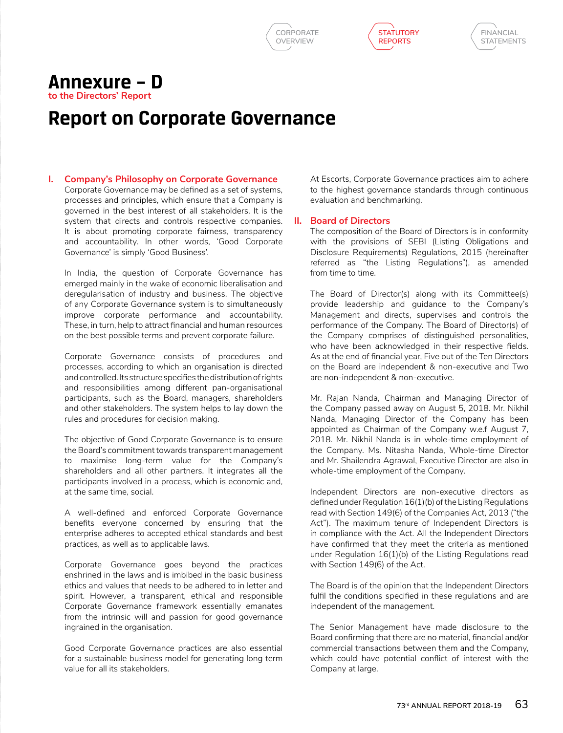# Annexure – D

**to the Directors' Report**

# Report on Corporate Governance

## I. Company's Philosophy on Corporate Governance

Corporate Governance may be defined as a set of systems, processes and principles, which ensure that a Company is governed in the best interest of all stakeholders. It is the system that directs and controls respective companies. It is about promoting corporate fairness, transparency and accountability. In other words, 'Good Corporate Governance' is simply 'Good Business'.

In India, the question of Corporate Governance has emerged mainly in the wake of economic liberalisation and deregularisation of industry and business. The objective of any Corporate Governance system is to simultaneously improve corporate performance and accountability. These, in turn, help to attract financial and human resources on the best possible terms and prevent corporate failure.

Corporate Governance consists of procedures and processes, according to which an organisation is directed and controlled. Its structure specifies the distribution of rights and responsibilities among different pan-organisational participants, such as the Board, managers, shareholders and other stakeholders. The system helps to lay down the rules and procedures for decision making.

The objective of Good Corporate Governance is to ensure the Board's commitment towards transparent management to maximise long-term value for the Company's shareholders and all other partners. It integrates all the participants involved in a process, which is economic and, at the same time, social.

A well-defined and enforced Corporate Governance benefits everyone concerned by ensuring that the enterprise adheres to accepted ethical standards and best practices, as well as to applicable laws.

Corporate Governance goes beyond the practices enshrined in the laws and is imbibed in the basic business ethics and values that needs to be adhered to in letter and spirit. However, a transparent, ethical and responsible Corporate Governance framework essentially emanates from the intrinsic will and passion for good governance ingrained in the organisation.

Good Corporate Governance practices are also essential for a sustainable business model for generating long term value for all its stakeholders.

At Escorts, Corporate Governance practices aim to adhere to the highest governance standards through continuous evaluation and benchmarking.

## II. Board of Directors

The composition of the Board of Directors is in conformity with the provisions of SEBI (Listing Obligations and Disclosure Requirements) Regulations, 2015 (hereinafter referred as "the Listing Regulations"), as amended from time to time.

The Board of Director(s) along with its Committee(s) provide leadership and guidance to the Company's Management and directs, supervises and controls the performance of the Company. The Board of Director(s) of the Company comprises of distinguished personalities, who have been acknowledged in their respective fields. As at the end of financial year, Five out of the Ten Directors on the Board are independent & non-executive and Two are non-independent & non-executive.

Mr. Rajan Nanda, Chairman and Managing Director of the Company passed away on August 5, 2018. Mr. Nikhil Nanda, Managing Director of the Company has been appointed as Chairman of the Company w.e.f August 7, 2018. Mr. Nikhil Nanda is in whole-time employment of the Company. Ms. Nitasha Nanda, Whole-time Director and Mr. Shailendra Agrawal, Executive Director are also in whole-time employment of the Company.

Independent Directors are non-executive directors as defined under Regulation 16(1)(b) of the Listing Regulations read with Section 149(6) of the Companies Act, 2013 ("the Act"). The maximum tenure of Independent Directors is in compliance with the Act. All the Independent Directors have confirmed that they meet the criteria as mentioned under Regulation 16(1)(b) of the Listing Regulations read with Section 149(6) of the Act.

The Board is of the opinion that the Independent Directors fulfil the conditions specified in these regulations and are independent of the management.

The Senior Management have made disclosure to the Board confirming that there are no material, financial and/or commercial transactions between them and the Company, which could have potential conflict of interest with the Company at large.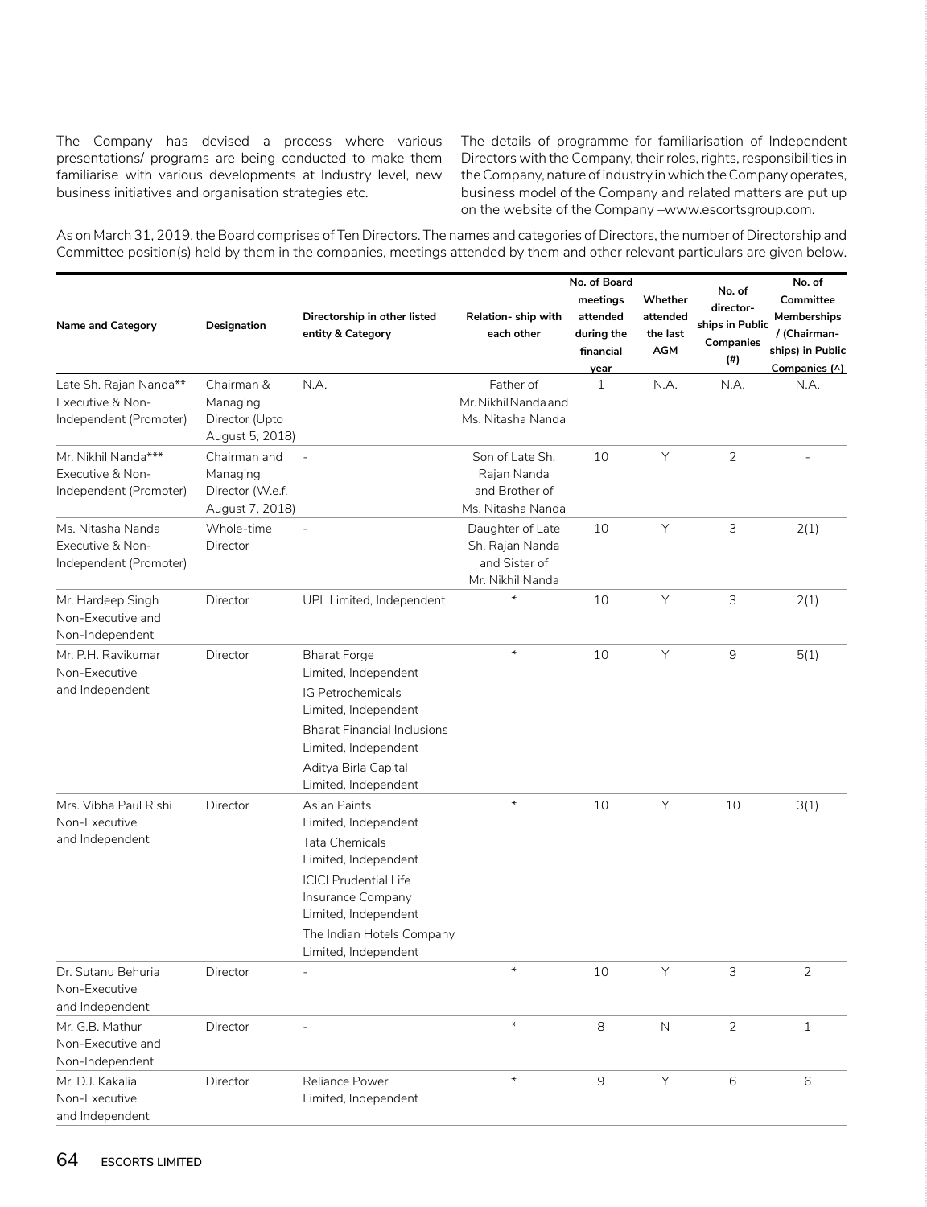The Company has devised a process where various presentations/ programs are being conducted to make them familiarise with various developments at Industry level, new business initiatives and organisation strategies etc.

The details of programme for familiarisation of Independent Directors with the Company, their roles, rights, responsibilities in the Company, nature of industry in which the Company operates, business model of the Company and related matters are put up on the website of the Company –www.escortsgroup.com.

As on March 31, 2019, the Board comprises of Ten Directors. The names and categories of Directors, the number of Directorship and Committee position(s) held by them in the companies, meetings attended by them and other relevant particulars are given below.

| Name and Category | Designation | Directorship in other listed entity & Category | Relation- ship with each other | No. of Board meetings attended during the financial year | Whether attended the last AGM | No. of director-ships in Public Companies (#) | No. of Committee Memberships / (Chairman-ships) in Public Companies (^) |
|---|---|---|---|---|---|---|---|
| Late Sh. Rajan Nanda** Executive & Non-Independent (Promoter) | Chairman & Managing Director (Upto August 5, 2018) | N.A. | Father of Mr. Nikhil Nanda and Ms. Nitasha Nanda | 1 | N.A. | N.A. | N.A. |
| Mr. Nikhil Nanda*** Executive & Non-Independent (Promoter) | Chairman and Managing Director (W.e.f. August 7, 2018) | - | Son of Late Sh. Rajan Nanda and Brother of Ms. Nitasha Nanda | 10 | Y | 2 | - |
| Ms. Nitasha Nanda Executive & Non-Independent (Promoter) | Whole-time Director | - | Daughter of Late Sh. Rajan Nanda and Sister of Mr. Nikhil Nanda | 10 | Y | 3 | 2(1) |
| Mr. Hardeep Singh Non-Executive and Non-Independent | Director | UPL Limited, Independent | * | 10 | Y | 3 | 2(1) |
| Mr. P.H. Ravikumar Non-Executive and Independent | Director | Bharat Forge Limited, Independent<br>IG Petrochemicals Limited, Independent<br>Bharat Financial Inclusions Limited, Independent<br>Aditya Birla Capital Limited, Independent | * | 10 | Y | 9 | 5(1) |
| Mrs. Vibha Paul Rishi Non-Executive and Independent | Director | Asian Paints Limited, Independent<br>Tata Chemicals Limited, Independent<br>ICICI Prudential Life Insurance Company Limited, Independent<br>The Indian Hotels Company Limited, Independent | * | 10 | Y | 10 | 3(1) |
| Dr. Sutanu Behuria Non-Executive and Independent | Director | - | * | 10 | Y | 3 | 2 |
| Mr. G.B. Mathur Non-Executive and Non-Independent | Director | - | * | 8 | N | 2 | 1 |
| Mr. D.J. Kakalia Non-Executive and Independent | Director | Reliance Power Limited, Independent | * | 9 | Y | 6 | 6 |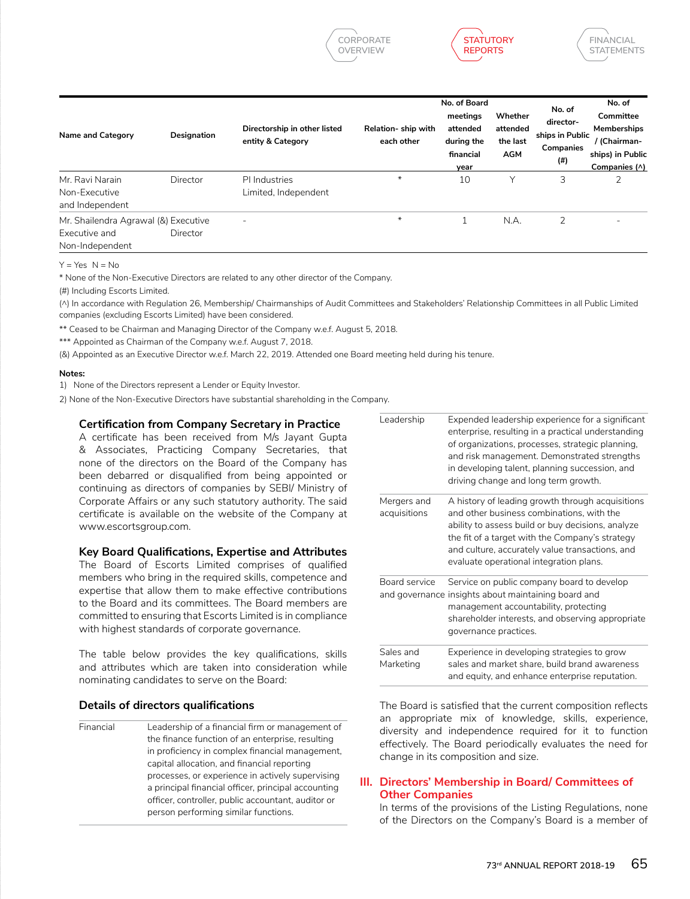| Name and Category | Designation | Directorship in other listed entity & Category | Relation- ship with each other | No. of Board meetings attended during the financial year | Whether attended the last AGM | No. of director-ships in Public Companies (#) | No. of Committee Memberships / (Chairman-ships) in Public Companies (^) |
|---|---|---|---|---|---|---|---|
| Mr. Ravi Narain Non-Executive and Independent | Director | PI Industries Limited, Independent | * | 10 | Y | 3 | 2 |
| Mr. Shailendra Agrawal (&) Executive and Non-Independent | Executive Director | - | * | 1 | N.A. | 2 | - |

Y = Yes N = No

* None of the Non-Executive Directors are related to any other director of the Company.

(#) Including Escorts Limited.

(^) In accordance with Regulation 26, Membership/ Chairmanships of Audit Committees and Stakeholders' Relationship Committees in all Public Limited companies (excluding Escorts Limited) have been considered.

** Ceased to be Chairman and Managing Director of the Company w.e.f. August 5, 2018.

*** Appointed as Chairman of the Company w.e.f. August 7, 2018.

(&) Appointed as an Executive Director w.e.f. March 22, 2019. Attended one Board meeting held during his tenure.

**Notes:**

1) None of the Directors represent a Lender or Equity Investor.

2) None of the Non-Executive Directors have substantial shareholding in the Company.

### Certification from Company Secretary in Practice

A certificate has been received from M/s Jayant Gupta & Associates, Practicing Company Secretaries, that none of the directors on the Board of the Company has been debarred or disqualified from being appointed or continuing as directors of companies by SEBI/ Ministry of Corporate Affairs or any such statutory authority. The said certificate is available on the website of the Company at www.escortsgroup.com.

### Key Board Qualifications, Expertise and Attributes

The Board of Escorts Limited comprises of qualified members who bring in the required skills, competence and expertise that allow them to make effective contributions to the Board and its committees. The Board members are committed to ensuring that Escorts Limited is in compliance with highest standards of corporate governance.

The table below provides the key qualifications, skills and attributes which are taken into consideration while nominating candidates to serve on the Board:

### Details of directors qualifications

| | |
|---|---|
| Financial | Leadership of a financial firm or management of the finance function of an enterprise, resulting in proficiency in complex financial management, capital allocation, and financial reporting processes, or experience in actively supervising a principal financial officer, principal accounting officer, controller, public accountant, auditor or person performing similar functions. |
| Leadership | Expended leadership experience for a significant enterprise, resulting in a practical understanding of organizations, processes, strategic planning, and risk management. Demonstrated strengths in developing talent, planning succession, and driving change and long term growth. |
| Mergers and acquisitions | A history of leading growth through acquisitions and other business combinations, with the ability to assess build or buy decisions, analyze the fit of a target with the Company's strategy and culture, accurately value transactions, and evaluate operational integration plans. |
| Board service and governance | Service on public company board to develop insights about maintaining board and management accountability, protecting shareholder interests, and observing appropriate governance practices. |
| Sales and Marketing | Experience in developing strategies to grow sales and market share, build brand awareness and equity, and enhance enterprise reputation. |

The Board is satisfied that the current composition reflects an appropriate mix of knowledge, skills, experience, diversity and independence required for it to function effectively. The Board periodically evaluates the need for change in its composition and size.

## III. Directors' Membership in Board/ Committees of Other Companies

In terms of the provisions of the Listing Regulations, none of the Directors on the Company's Board is a member of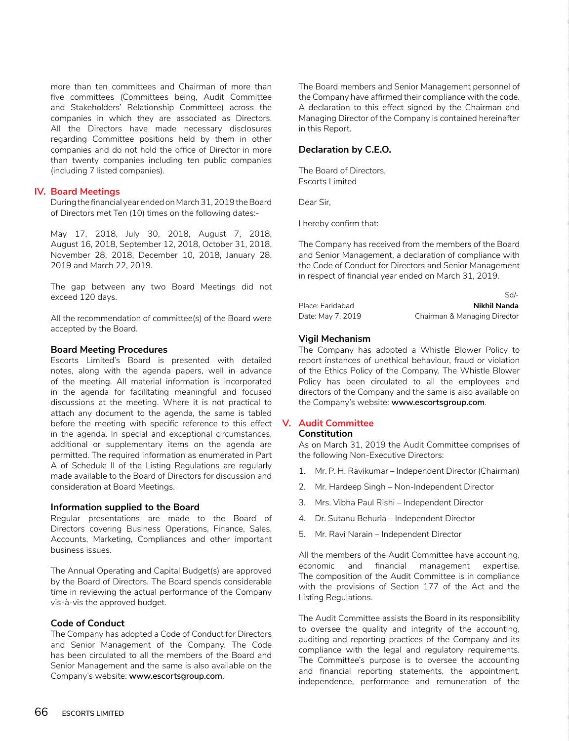more than ten committees and Chairman of more than five committees (Committees being, Audit Committee and Stakeholders' Relationship Committee) across the companies in which they are associated as Directors. All the Directors have made necessary disclosures regarding Committee positions held by them in other companies and do not hold the office of Director in more than twenty companies including ten public companies (including 7 listed companies).

## IV. Board Meetings

During the financial year ended on March 31, 2019 the Board of Directors met Ten (10) times on the following dates:-

May 17, 2018, July 30, 2018, August 7, 2018, August 16, 2018, September 12, 2018, October 31, 2018, November 28, 2018, December 10, 2018, January 28, 2019 and March 22, 2019.

The gap between any two Board Meetings did not exceed 120 days.

All the recommendation of committee(s) of the Board were accepted by the Board.

### Board Meeting Procedures

Escorts Limited's Board is presented with detailed notes, along with the agenda papers, well in advance of the meeting. All material information is incorporated in the agenda for facilitating meaningful and focused discussions at the meeting. Where it is not practical to attach any document to the agenda, the same is tabled before the meeting with specific reference to this effect in the agenda. In special and exceptional circumstances, additional or supplementary items on the agenda are permitted. The required information as enumerated in Part A of Schedule II of the Listing Regulations are regularly made available to the Board of Directors for discussion and consideration at Board Meetings.

### Information supplied to the Board

Regular presentations are made to the Board of Directors covering Business Operations, Finance, Sales, Accounts, Marketing, Compliances and other important business issues.

The Annual Operating and Capital Budget(s) are approved by the Board of Directors. The Board spends considerable time in reviewing the actual performance of the Company vis-à-vis the approved budget.

### Code of Conduct

The Company has adopted a Code of Conduct for Directors and Senior Management of the Company. The Code has been circulated to all the members of the Board and Senior Management and the same is also available on the Company's website: **www.escortsgroup.com**.

The Board members and Senior Management personnel of the Company have affirmed their compliance with the code. A declaration to this effect signed by the Chairman and Managing Director of the Company is contained hereinafter in this Report.

### Declaration by C.E.O.

The Board of Directors,
Escorts Limited

Dear Sir,

I hereby confirm that:

The Company has received from the members of the Board and Senior Management, a declaration of compliance with the Code of Conduct for Directors and Senior Management in respect of financial year ended on March 31, 2019.

Sd/-
**Nikhil Nanda**
Chairman & Managing Director

Place: Faridabad
Date: May 7, 2019

### Vigil Mechanism

The Company has adopted a Whistle Blower Policy to report instances of unethical behaviour, fraud or violation of the Ethics Policy of the Company. The Whistle Blower Policy has been circulated to all the employees and directors of the Company and the same is also available on the Company's website: **www.escortsgroup.com**.

## V. Audit Committee

### Constitution

As on March 31, 2019 the Audit Committee comprises of the following Non-Executive Directors:

1. Mr. P. H. Ravikumar – Independent Director (Chairman)
2. Mr. Hardeep Singh – Non-Independent Director
3. Mrs. Vibha Paul Rishi – Independent Director
4. Dr. Sutanu Behuria – Independent Director
5. Mr. Ravi Narain – Independent Director

All the members of the Audit Committee have accounting, economic and financial management expertise. The composition of the Audit Committee is in compliance with the provisions of Section 177 of the Act and the Listing Regulations.

The Audit Committee assists the Board in its responsibility to oversee the quality and integrity of the accounting, auditing and reporting practices of the Company and its compliance with the legal and regulatory requirements. The Committee's purpose is to oversee the accounting and financial reporting statements, the appointment, independence, performance and remuneration of the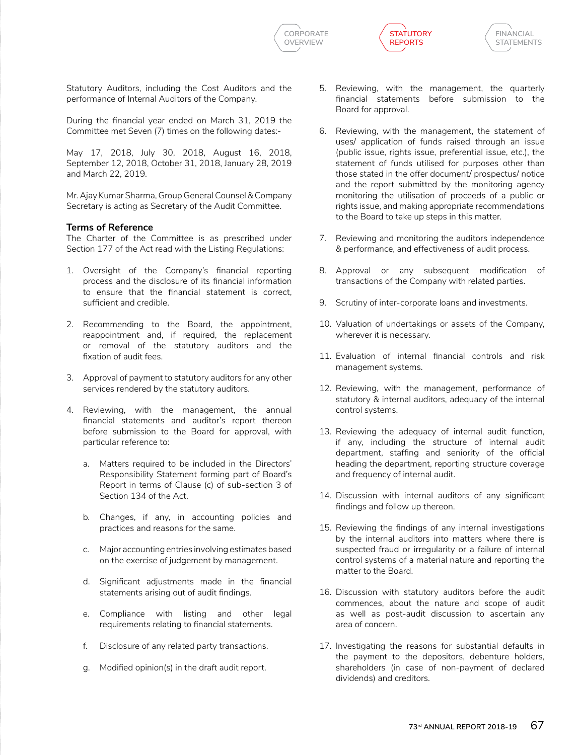Statutory Auditors, including the Cost Auditors and the performance of Internal Auditors of the Company.

During the financial year ended on March 31, 2019 the Committee met Seven (7) times on the following dates:-

May 17, 2018, July 30, 2018, August 16, 2018, September 12, 2018, October 31, 2018, January 28, 2019 and March 22, 2019.

Mr. Ajay Kumar Sharma, Group General Counsel & Company Secretary is acting as Secretary of the Audit Committee.

**Terms of Reference**

The Charter of the Committee is as prescribed under Section 177 of the Act read with the Listing Regulations:

1. Oversight of the Company's financial reporting process and the disclosure of its financial information to ensure that the financial statement is correct, sufficient and credible.

2. Recommending to the Board, the appointment, reappointment and, if required, the replacement or removal of the statutory auditors and the fixation of audit fees.

3. Approval of payment to statutory auditors for any other services rendered by the statutory auditors.

4. Reviewing, with the management, the annual financial statements and auditor's report thereon before submission to the Board for approval, with particular reference to:

    a. Matters required to be included in the Directors' Responsibility Statement forming part of Board's Report in terms of Clause (c) of sub-section 3 of Section 134 of the Act.

    b. Changes, if any, in accounting policies and practices and reasons for the same.

    c. Major accounting entries involving estimates based on the exercise of judgement by management.

    d. Significant adjustments made in the financial statements arising out of audit findings.

    e. Compliance with listing and other legal requirements relating to financial statements.

    f. Disclosure of any related party transactions.

    g. Modified opinion(s) in the draft audit report.

5. Reviewing, with the management, the quarterly financial statements before submission to the Board for approval.

6. Reviewing, with the management, the statement of uses/ application of funds raised through an issue (public issue, rights issue, preferential issue, etc.), the statement of funds utilised for purposes other than those stated in the offer document/ prospectus/ notice and the report submitted by the monitoring agency monitoring the utilisation of proceeds of a public or rights issue, and making appropriate recommendations to the Board to take up steps in this matter.

7. Reviewing and monitoring the auditors independence & performance, and effectiveness of audit process.

8. Approval or any subsequent modification of transactions of the Company with related parties.

9. Scrutiny of inter-corporate loans and investments.

10. Valuation of undertakings or assets of the Company, wherever it is necessary.

11. Evaluation of internal financial controls and risk management systems.

12. Reviewing, with the management, performance of statutory & internal auditors, adequacy of the internal control systems.

13. Reviewing the adequacy of internal audit function, if any, including the structure of internal audit department, staffing and seniority of the official heading the department, reporting structure coverage and frequency of internal audit.

14. Discussion with internal auditors of any significant findings and follow up thereon.

15. Reviewing the findings of any internal investigations by the internal auditors into matters where there is suspected fraud or irregularity or a failure of internal control systems of a material nature and reporting the matter to the Board.

16. Discussion with statutory auditors before the audit commences, about the nature and scope of audit as well as post-audit discussion to ascertain any area of concern.

17. Investigating the reasons for substantial defaults in the payment to the depositors, debenture holders, shareholders (in case of non-payment of declared dividends) and creditors.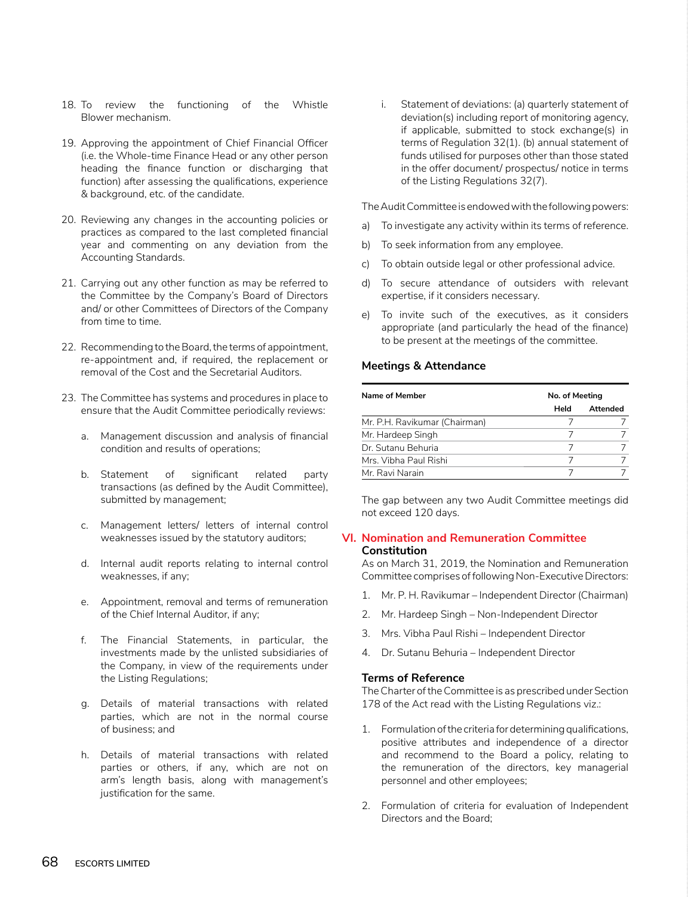18. To review the functioning of the Whistle Blower mechanism.

19. Approving the appointment of Chief Financial Officer (i.e. the Whole-time Finance Head or any other person heading the finance function or discharging that function) after assessing the qualifications, experience & background, etc. of the candidate.

20. Reviewing any changes in the accounting policies or practices as compared to the last completed financial year and commenting on any deviation from the Accounting Standards.

21. Carrying out any other function as may be referred to the Committee by the Company's Board of Directors and/ or other Committees of Directors of the Company from time to time.

22. Recommending to the Board, the terms of appointment, re-appointment and, if required, the replacement or removal of the Cost and the Secretarial Auditors.

23. The Committee has systems and procedures in place to ensure that the Audit Committee periodically reviews:

    a. Management discussion and analysis of financial condition and results of operations;

    b. Statement of significant related party transactions (as defined by the Audit Committee), submitted by management;

    c. Management letters/ letters of internal control weaknesses issued by the statutory auditors;

    d. Internal audit reports relating to internal control weaknesses, if any;

    e. Appointment, removal and terms of remuneration of the Chief Internal Auditor, if any;

    f. The Financial Statements, in particular, the investments made by the unlisted subsidiaries of the Company, in view of the requirements under the Listing Regulations;

    g. Details of material transactions with related parties, which are not in the normal course of business; and

    h. Details of material transactions with related parties or others, if any, which are not on arm's length basis, along with management's justification for the same.

    i. Statement of deviations: (a) quarterly statement of deviation(s) including report of monitoring agency, if applicable, submitted to stock exchange(s) in terms of Regulation 32(1). (b) annual statement of funds utilised for purposes other than those stated in the offer document/ prospectus/ notice in terms of the Listing Regulations 32(7).

The Audit Committee is endowed with the following powers:

a) To investigate any activity within its terms of reference.

b) To seek information from any employee.

c) To obtain outside legal or other professional advice.

d) To secure attendance of outsiders with relevant expertise, if it considers necessary.

e) To invite such of the executives, as it considers appropriate (and particularly the head of the finance) to be present at the meetings of the committee.

### Meetings & Attendance

| Name of Member | No. of Meeting | |
|---|---|---|
| | Held | Attended |
| Mr. P.H. Ravikumar (Chairman) | 7 | 7 |
| Mr. Hardeep Singh | 7 | 7 |
| Dr. Sutanu Behuria | 7 | 7 |
| Mrs. Vibha Paul Rishi | 7 | 7 |
| Mr. Ravi Narain | 7 | 7 |

The gap between any two Audit Committee meetings did not exceed 120 days.

## VI. Nomination and Remuneration Committee

### Constitution

As on March 31, 2019, the Nomination and Remuneration Committee comprises of following Non-Executive Directors:

1. Mr. P. H. Ravikumar – Independent Director (Chairman)
2. Mr. Hardeep Singh – Non-Independent Director
3. Mrs. Vibha Paul Rishi – Independent Director
4. Dr. Sutanu Behuria – Independent Director

### Terms of Reference

The Charter of the Committee is as prescribed under Section 178 of the Act read with the Listing Regulations viz.:

1. Formulation of the criteria for determining qualifications, positive attributes and independence of a director and recommend to the Board a policy, relating to the remuneration of the directors, key managerial personnel and other employees;

2. Formulation of criteria for evaluation of Independent Directors and the Board;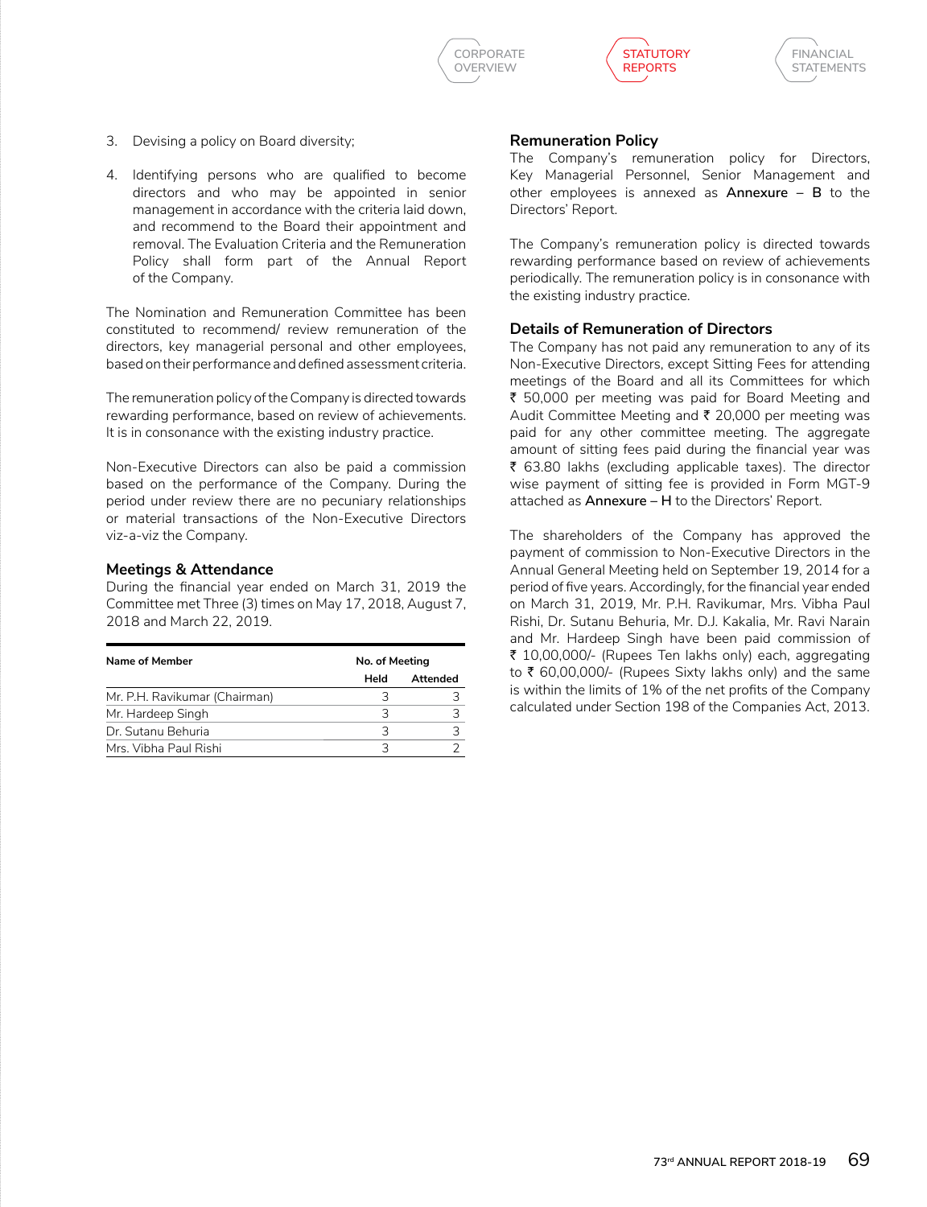3. Devising a policy on Board diversity;

4. Identifying persons who are qualified to become directors and who may be appointed in senior management in accordance with the criteria laid down, and recommend to the Board their appointment and removal. The Evaluation Criteria and the Remuneration Policy shall form part of the Annual Report of the Company.

The Nomination and Remuneration Committee has been constituted to recommend/ review remuneration of the directors, key managerial personal and other employees, based on their performance and defined assessment criteria.

The remuneration policy of the Company is directed towards rewarding performance, based on review of achievements. It is in consonance with the existing industry practice.

Non-Executive Directors can also be paid a commission based on the performance of the Company. During the period under review there are no pecuniary relationships or material transactions of the Non-Executive Directors viz-a-viz the Company.

### Meetings & Attendance

During the financial year ended on March 31, 2019 the Committee met Three (3) times on May 17, 2018, August 7, 2018 and March 22, 2019.

| Name of Member | No. of Meeting | |
|---|---|---|
| | Held | Attended |
| Mr. P.H. Ravikumar (Chairman) | 3 | 3 |
| Mr. Hardeep Singh | 3 | 3 |
| Dr. Sutanu Behuria | 3 | 3 |
| Mrs. Vibha Paul Rishi | 3 | 2 |

### Remuneration Policy

The Company's remuneration policy for Directors, Key Managerial Personnel, Senior Management and other employees is annexed as **Annexure – B** to the Directors' Report.

The Company's remuneration policy is directed towards rewarding performance based on review of achievements periodically. The remuneration policy is in consonance with the existing industry practice.

### Details of Remuneration of Directors

The Company has not paid any remuneration to any of its Non-Executive Directors, except Sitting Fees for attending meetings of the Board and all its Committees for which ₹ 50,000 per meeting was paid for Board Meeting and Audit Committee Meeting and ₹ 20,000 per meeting was paid for any other committee meeting. The aggregate amount of sitting fees paid during the financial year was ₹ 63.80 lakhs (excluding applicable taxes). The director wise payment of sitting fee is provided in Form MGT-9 attached as **Annexure – H** to the Directors' Report.

The shareholders of the Company has approved the payment of commission to Non-Executive Directors in the Annual General Meeting held on September 19, 2014 for a period of five years. Accordingly, for the financial year ended on March 31, 2019, Mr. P.H. Ravikumar, Mrs. Vibha Paul Rishi, Dr. Sutanu Behuria, Mr. D.J. Kakalia, Mr. Ravi Narain and Mr. Hardeep Singh have been paid commission of ₹ 10,00,000/- (Rupees Ten lakhs only) each, aggregating to ₹ 60,00,000/- (Rupees Sixty lakhs only) and the same is within the limits of 1% of the net profits of the Company calculated under Section 198 of the Companies Act, 2013.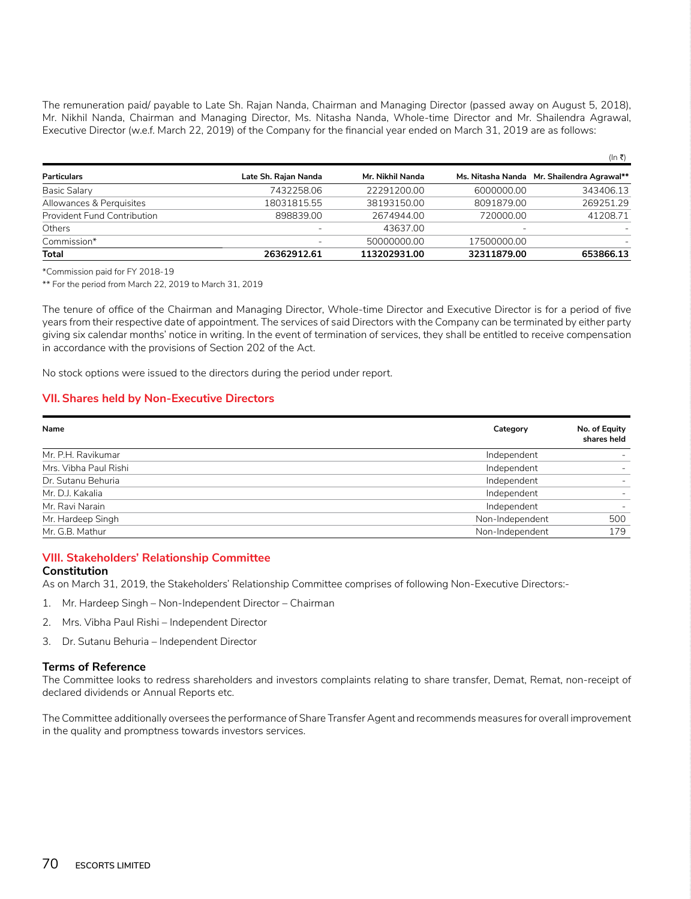The remuneration paid/ payable to Late Sh. Rajan Nanda, Chairman and Managing Director (passed away on August 5, 2018), Mr. Nikhil Nanda, Chairman and Managing Director, Ms. Nitasha Nanda, Whole-time Director and Mr. Shailendra Agrawal, Executive Director (w.e.f. March 22, 2019) of the Company for the financial year ended on March 31, 2019 are as follows:

(In ₹)

| Particulars | Late Sh. Rajan Nanda | Mr. Nikhil Nanda | Ms. Nitasha Nanda | Mr. Shailendra Agrawal** |
|---|---|---|---|---|
| Basic Salary | 7432258.06 | 22291200.00 | 6000000.00 | 343406.13 |
| Allowances & Perquisites | 18031815.55 | 38193150.00 | 8091879.00 | 269251.29 |
| Provident Fund Contribution | 898839.00 | 2674944.00 | 720000.00 | 41208.71 |
| Others | - | 43637.00 | - | - |
| Commission* | - | 50000000.00 | 17500000.00 | - |
| **Total** | **26362912.61** | **113202931.00** | **32311879.00** | **653866.13** |

*Commission paid for FY 2018-19

** For the period from March 22, 2019 to March 31, 2019

The tenure of office of the Chairman and Managing Director, Whole-time Director and Executive Director is for a period of five years from their respective date of appointment. The services of said Directors with the Company can be terminated by either party giving six calendar months' notice in writing. In the event of termination of services, they shall be entitled to receive compensation in accordance with the provisions of Section 202 of the Act.

No stock options were issued to the directors during the period under report.

## VII. Shares held by Non-Executive Directors

| Name | Category | No. of Equity shares held |
|---|---|---|
| Mr. P.H. Ravikumar | Independent | - |
| Mrs. Vibha Paul Rishi | Independent | - |
| Dr. Sutanu Behuria | Independent | - |
| Mr. D.J. Kakalia | Independent | - |
| Mr. Ravi Narain | Independent | - |
| Mr. Hardeep Singh | Non-Independent | 500 |
| Mr. G.B. Mathur | Non-Independent | 179 |

## VIII. Stakeholders' Relationship Committee

### Constitution

As on March 31, 2019, the Stakeholders' Relationship Committee comprises of following Non-Executive Directors:-

1. Mr. Hardeep Singh – Non-Independent Director – Chairman
2. Mrs. Vibha Paul Rishi – Independent Director
3. Dr. Sutanu Behuria – Independent Director

### Terms of Reference

The Committee looks to redress shareholders and investors complaints relating to share transfer, Demat, Remat, non-receipt of declared dividends or Annual Reports etc.

The Committee additionally oversees the performance of Share Transfer Agent and recommends measures for overall improvement in the quality and promptness towards investors services.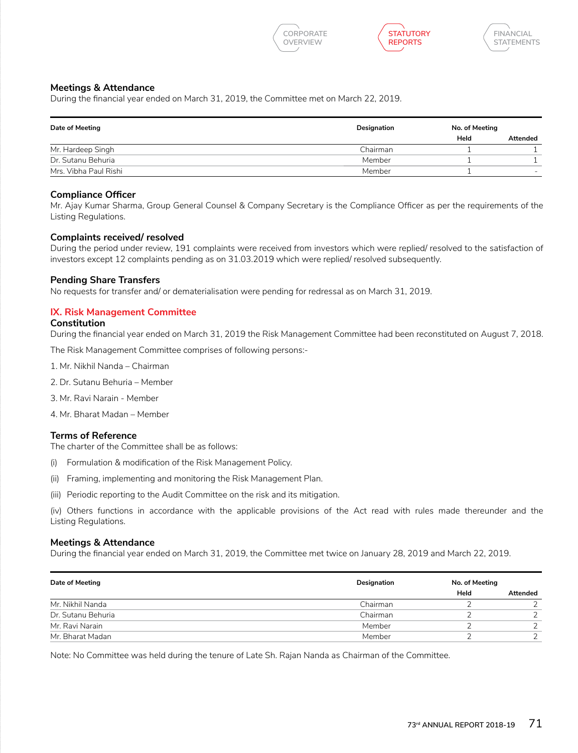### Meetings & Attendance

During the financial year ended on March 31, 2019, the Committee met on March 22, 2019.

| Date of Meeting | Designation | No. of Meeting | |
|---|---|---|---|
| | | Held | Attended |
| Mr. Hardeep Singh | Chairman | 1 | 1 |
| Dr. Sutanu Behuria | Member | 1 | 1 |
| Mrs. Vibha Paul Rishi | Member | 1 | - |

### Compliance Officer

Mr. Ajay Kumar Sharma, Group General Counsel & Company Secretary is the Compliance Officer as per the requirements of the Listing Regulations.

### Complaints received/ resolved

During the period under review, 191 complaints were received from investors which were replied/ resolved to the satisfaction of investors except 12 complaints pending as on 31.03.2019 which were replied/ resolved subsequently.

### Pending Share Transfers

No requests for transfer and/ or dematerialisation were pending for redressal as on March 31, 2019.

## IX. Risk Management Committee

### Constitution

During the financial year ended on March 31, 2019 the Risk Management Committee had been reconstituted on August 7, 2018.

The Risk Management Committee comprises of following persons:-

1. Mr. Nikhil Nanda – Chairman
2. Dr. Sutanu Behuria – Member
3. Mr. Ravi Narain - Member
4. Mr. Bharat Madan – Member

### Terms of Reference

The charter of the Committee shall be as follows:

(i) Formulation & modification of the Risk Management Policy.

(ii) Framing, implementing and monitoring the Risk Management Plan.

(iii) Periodic reporting to the Audit Committee on the risk and its mitigation.

(iv) Others functions in accordance with the applicable provisions of the Act read with rules made thereunder and the Listing Regulations.

### Meetings & Attendance

During the financial year ended on March 31, 2019, the Committee met twice on January 28, 2019 and March 22, 2019.

| Date of Meeting | Designation | No. of Meeting | |
|---|---|---|---|
| | | Held | Attended |
| Mr. Nikhil Nanda | Chairman | 2 | 2 |
| Dr. Sutanu Behuria | Chairman | 2 | 2 |
| Mr. Ravi Narain | Member | 2 | 2 |
| Mr. Bharat Madan | Member | 2 | 2 |

Note: No Committee was held during the tenure of Late Sh. Rajan Nanda as Chairman of the Committee.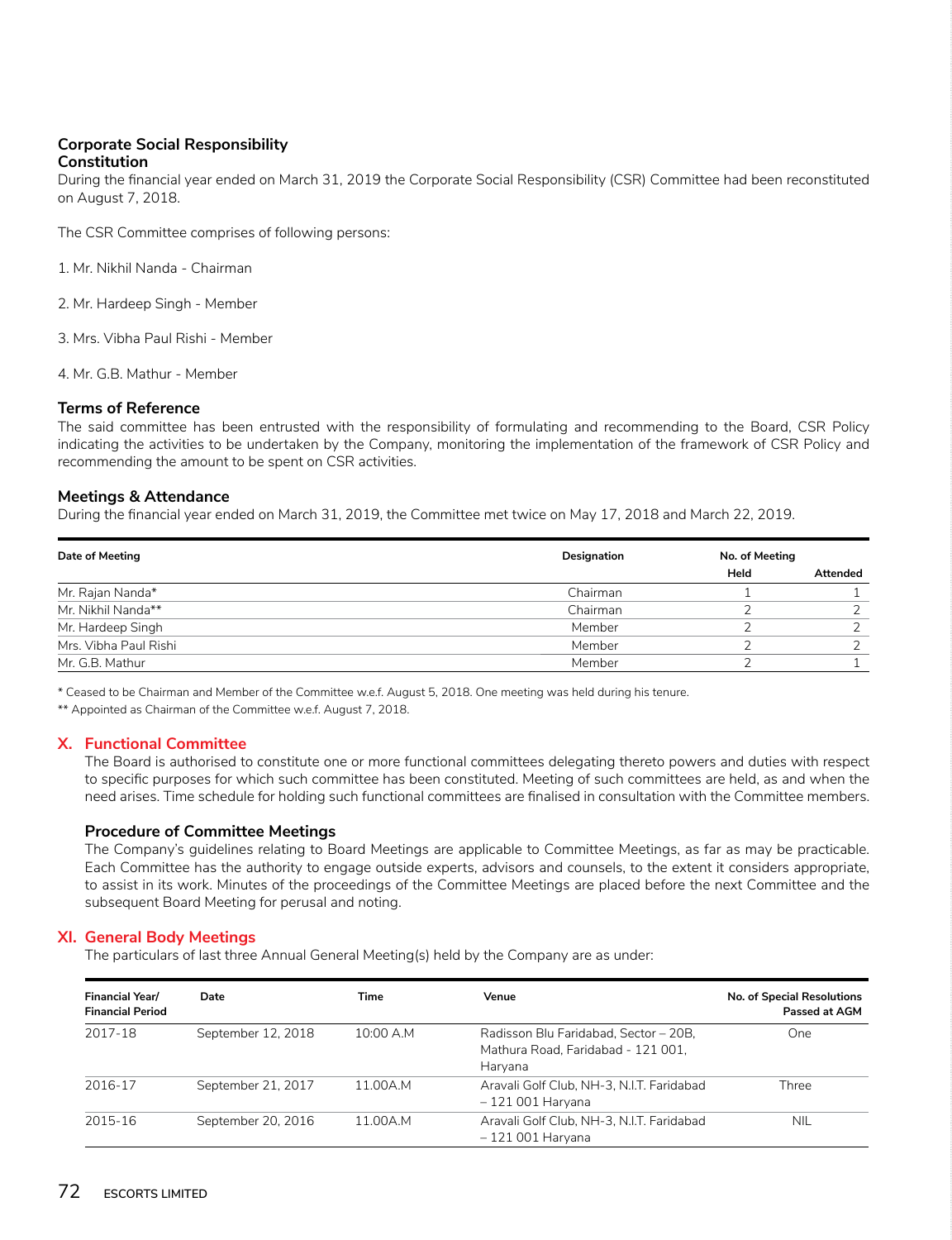### Corporate Social Responsibility

#### Constitution

During the financial year ended on March 31, 2019 the Corporate Social Responsibility (CSR) Committee had been reconstituted on August 7, 2018.

The CSR Committee comprises of following persons:

1. Mr. Nikhil Nanda - Chairman
2. Mr. Hardeep Singh - Member
3. Mrs. Vibha Paul Rishi - Member
4. Mr. G.B. Mathur - Member

#### Terms of Reference

The said committee has been entrusted with the responsibility of formulating and recommending to the Board, CSR Policy indicating the activities to be undertaken by the Company, monitoring the implementation of the framework of CSR Policy and recommending the amount to be spent on CSR activities.

#### Meetings & Attendance

During the financial year ended on March 31, 2019, the Committee met twice on May 17, 2018 and March 22, 2019.

| Date of Meeting | Designation | No. of Meeting | |
|---|---|---|---|
| | | Held | Attended |
| Mr. Rajan Nanda* | Chairman | 1 | 1 |
| Mr. Nikhil Nanda** | Chairman | 2 | 2 |
| Mr. Hardeep Singh | Member | 2 | 2 |
| Mrs. Vibha Paul Rishi | Member | 2 | 2 |
| Mr. G.B. Mathur | Member | 2 | 1 |

\* Ceased to be Chairman and Member of the Committee w.e.f. August 5, 2018. One meeting was held during his tenure.

\*\* Appointed as Chairman of the Committee w.e.f. August 7, 2018.

## X. Functional Committee

The Board is authorised to constitute one or more functional committees delegating thereto powers and duties with respect to specific purposes for which such committee has been constituted. Meeting of such committees are held, as and when the need arises. Time schedule for holding such functional committees are finalised in consultation with the Committee members.

### Procedure of Committee Meetings

The Company's guidelines relating to Board Meetings are applicable to Committee Meetings, as far as may be practicable. Each Committee has the authority to engage outside experts, advisors and counsels, to the extent it considers appropriate, to assist in its work. Minutes of the proceedings of the Committee Meetings are placed before the next Committee and the subsequent Board Meeting for perusal and noting.

## XI. General Body Meetings

The particulars of last three Annual General Meeting(s) held by the Company are as under:

| Financial Year/ Financial Period | Date | Time | Venue | No. of Special Resolutions Passed at AGM |
|---|---|---|---|---|
| 2017-18 | September 12, 2018 | 10:00 A.M | Radisson Blu Faridabad, Sector – 20B, Mathura Road, Faridabad - 121 001, Haryana | One |
| 2016-17 | September 21, 2017 | 11.00A.M | Aravali Golf Club, NH-3, N.I.T. Faridabad – 121 001 Haryana | Three |
| 2015-16 | September 20, 2016 | 11.00A.M | Aravali Golf Club, NH-3, N.I.T. Faridabad – 121 001 Haryana | NIL |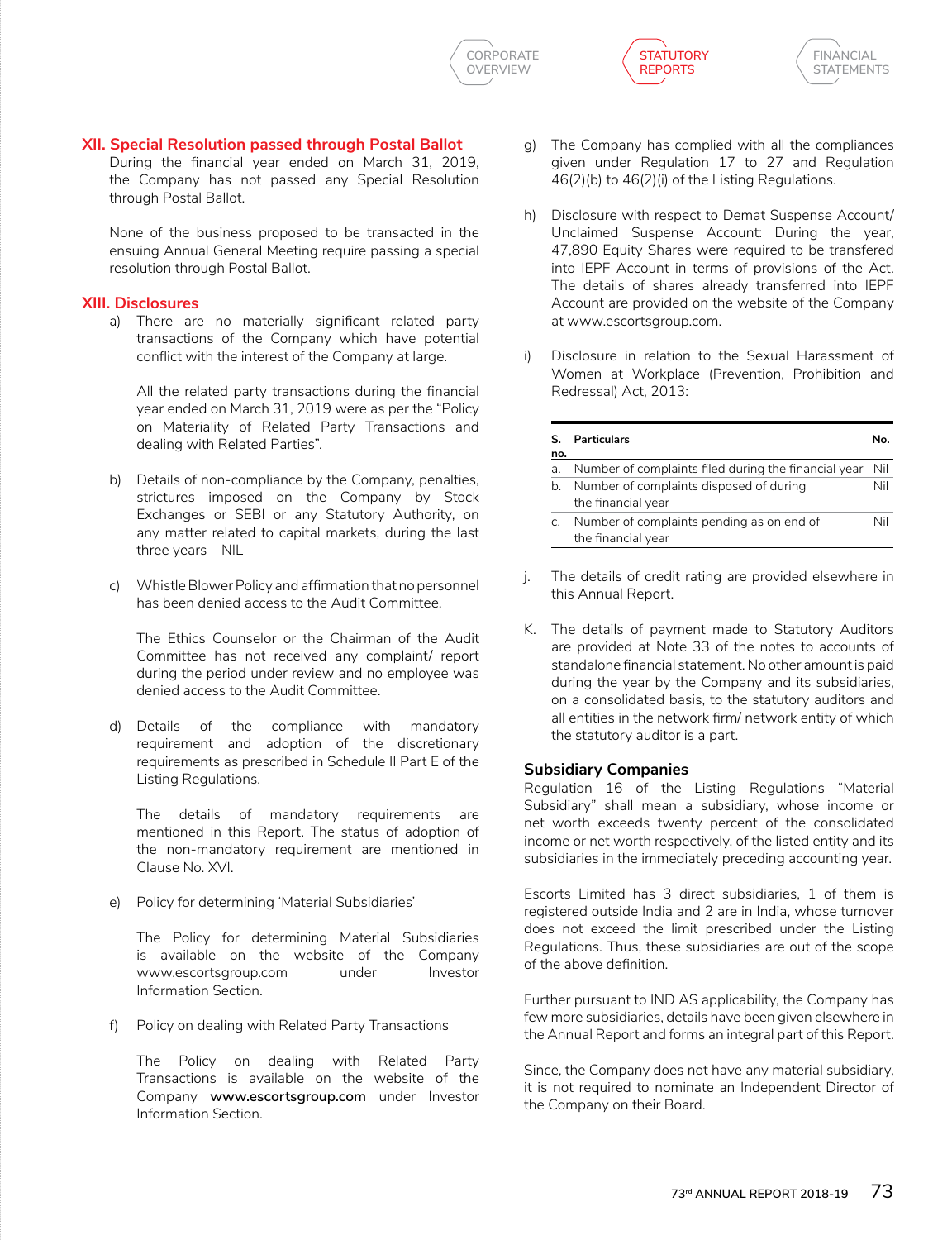## XII. Special Resolution passed through Postal Ballot

During the financial year ended on March 31, 2019, the Company has not passed any Special Resolution through Postal Ballot.

None of the business proposed to be transacted in the ensuing Annual General Meeting require passing a special resolution through Postal Ballot.

## XIII. Disclosures

a) There are no materially significant related party transactions of the Company which have potential conflict with the interest of the Company at large.

   All the related party transactions during the financial year ended on March 31, 2019 were as per the "Policy on Materiality of Related Party Transactions and dealing with Related Parties".

b) Details of non-compliance by the Company, penalties, strictures imposed on the Company by Stock Exchanges or SEBI or any Statutory Authority, on any matter related to capital markets, during the last three years – NIL

c) Whistle Blower Policy and affirmation that no personnel has been denied access to the Audit Committee.

   The Ethics Counselor or the Chairman of the Audit Committee has not received any complaint/ report during the period under review and no employee was denied access to the Audit Committee.

d) Details of the compliance with mandatory requirement and adoption of the discretionary requirements as prescribed in Schedule II Part E of the Listing Regulations.

   The details of mandatory requirements are mentioned in this Report. The status of adoption of the non-mandatory requirement are mentioned in Clause No. XVI.

e) Policy for determining 'Material Subsidiaries'

   The Policy for determining Material Subsidiaries is available on the website of the Company www.escortsgroup.com under Investor Information Section.

f) Policy on dealing with Related Party Transactions

   The Policy on dealing with Related Party Transactions is available on the website of the Company **www.escortsgroup.com** under Investor Information Section.

g) The Company has complied with all the compliances given under Regulation 17 to 27 and Regulation 46(2)(b) to 46(2)(i) of the Listing Regulations.

h) Disclosure with respect to Demat Suspense Account/ Unclaimed Suspense Account: During the year, 47,890 Equity Shares were required to be transfered into IEPF Account in terms of provisions of the Act. The details of shares already transferred into IEPF Account are provided on the website of the Company at www.escortsgroup.com.

i) Disclosure in relation to the Sexual Harassment of Women at Workplace (Prevention, Prohibition and Redressal) Act, 2013:

| S. no. | Particulars | No. |
|---|---|---|
| a. | Number of complaints filed during the financial year | Nil |
| b. | Number of complaints disposed of during the financial year | Nil |
| c. | Number of complaints pending as on end of the financial year | Nil |

j. The details of credit rating are provided elsewhere in this Annual Report.

K. The details of payment made to Statutory Auditors are provided at Note 33 of the notes to accounts of standalone financial statement. No other amount is paid during the year by the Company and its subsidiaries, on a consolidated basis, to the statutory auditors and all entities in the network firm/ network entity of which the statutory auditor is a part.

### Subsidiary Companies

Regulation 16 of the Listing Regulations "Material Subsidiary" shall mean a subsidiary, whose income or net worth exceeds twenty percent of the consolidated income or net worth respectively, of the listed entity and its subsidiaries in the immediately preceding accounting year.

Escorts Limited has 3 direct subsidiaries, 1 of them is registered outside India and 2 are in India, whose turnover does not exceed the limit prescribed under the Listing Regulations. Thus, these subsidiaries are out of the scope of the above definition.

Further pursuant to IND AS applicability, the Company has few more subsidiaries, details have been given elsewhere in the Annual Report and forms an integral part of this Report.

Since, the Company does not have any material subsidiary, it is not required to nominate an Independent Director of the Company on their Board.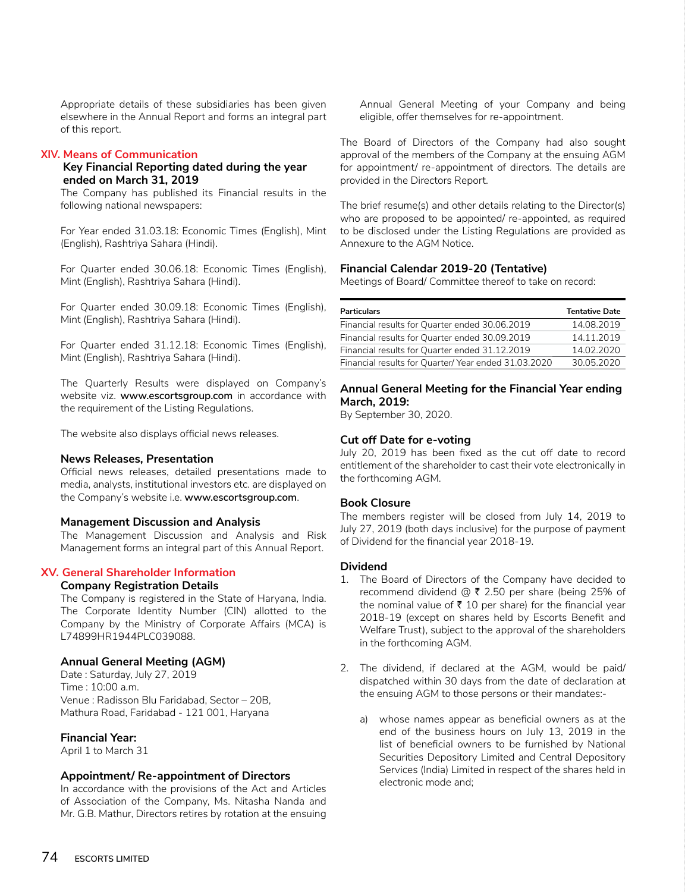Appropriate details of these subsidiaries has been given elsewhere in the Annual Report and forms an integral part of this report.

## XIV. Means of Communication

### Key Financial Reporting dated during the year ended on March 31, 2019

The Company has published its Financial results in the following national newspapers:

For Year ended 31.03.18: Economic Times (English), Mint (English), Rashtriya Sahara (Hindi).

For Quarter ended 30.06.18: Economic Times (English), Mint (English), Rashtriya Sahara (Hindi).

For Quarter ended 30.09.18: Economic Times (English), Mint (English), Rashtriya Sahara (Hindi).

For Quarter ended 31.12.18: Economic Times (English), Mint (English), Rashtriya Sahara (Hindi).

The Quarterly Results were displayed on Company's website viz. **www.escortsgroup.com** in accordance with the requirement of the Listing Regulations.

The website also displays official news releases.

### News Releases, Presentation

Official news releases, detailed presentations made to media, analysts, institutional investors etc. are displayed on the Company's website i.e. **www.escortsgroup.com**.

### Management Discussion and Analysis

The Management Discussion and Analysis and Risk Management forms an integral part of this Annual Report.

## XV. General Shareholder Information

### Company Registration Details

The Company is registered in the State of Haryana, India. The Corporate Identity Number (CIN) allotted to the Company by the Ministry of Corporate Affairs (MCA) is L74899HR1944PLC039088.

### Annual General Meeting (AGM)

Date : Saturday, July 27, 2019
Time : 10:00 a.m.
Venue : Radisson Blu Faridabad, Sector – 20B, Mathura Road, Faridabad - 121 001, Haryana

### Financial Year:

April 1 to March 31

### Appointment/ Re-appointment of Directors

In accordance with the provisions of the Act and Articles of Association of the Company, Ms. Nitasha Nanda and Mr. G.B. Mathur, Directors retires by rotation at the ensuing Annual General Meeting of your Company and being eligible, offer themselves for re-appointment.

The Board of Directors of the Company had also sought approval of the members of the Company at the ensuing AGM for appointment/ re-appointment of directors. The details are provided in the Directors Report.

The brief resume(s) and other details relating to the Director(s) who are proposed to be appointed/ re-appointed, as required to be disclosed under the Listing Regulations are provided as Annexure to the AGM Notice.

### Financial Calendar 2019-20 (Tentative)

Meetings of Board/ Committee thereof to take on record:

| Particulars | Tentative Date |
|---|---|
| Financial results for Quarter ended 30.06.2019 | 14.08.2019 |
| Financial results for Quarter ended 30.09.2019 | 14.11.2019 |
| Financial results for Quarter ended 31.12.2019 | 14.02.2020 |
| Financial results for Quarter/ Year ended 31.03.2020 | 30.05.2020 |

### Annual General Meeting for the Financial Year ending March, 2019:

By September 30, 2020.

### Cut off Date for e-voting

July 20, 2019 has been fixed as the cut off date to record entitlement of the shareholder to cast their vote electronically in the forthcoming AGM.

### Book Closure

The members register will be closed from July 14, 2019 to July 27, 2019 (both days inclusive) for the purpose of payment of Dividend for the financial year 2018-19.

### Dividend

1. The Board of Directors of the Company have decided to recommend dividend @ ₹ 2.50 per share (being 25% of the nominal value of ₹ 10 per share) for the financial year 2018-19 (except on shares held by Escorts Benefit and Welfare Trust), subject to the approval of the shareholders in the forthcoming AGM.

2. The dividend, if declared at the AGM, would be paid/ dispatched within 30 days from the date of declaration at the ensuing AGM to those persons or their mandates:-

   a) whose names appear as beneficial owners as at the end of the business hours on July 13, 2019 in the list of beneficial owners to be furnished by National Securities Depository Limited and Central Depository Services (India) Limited in respect of the shares held in electronic mode and;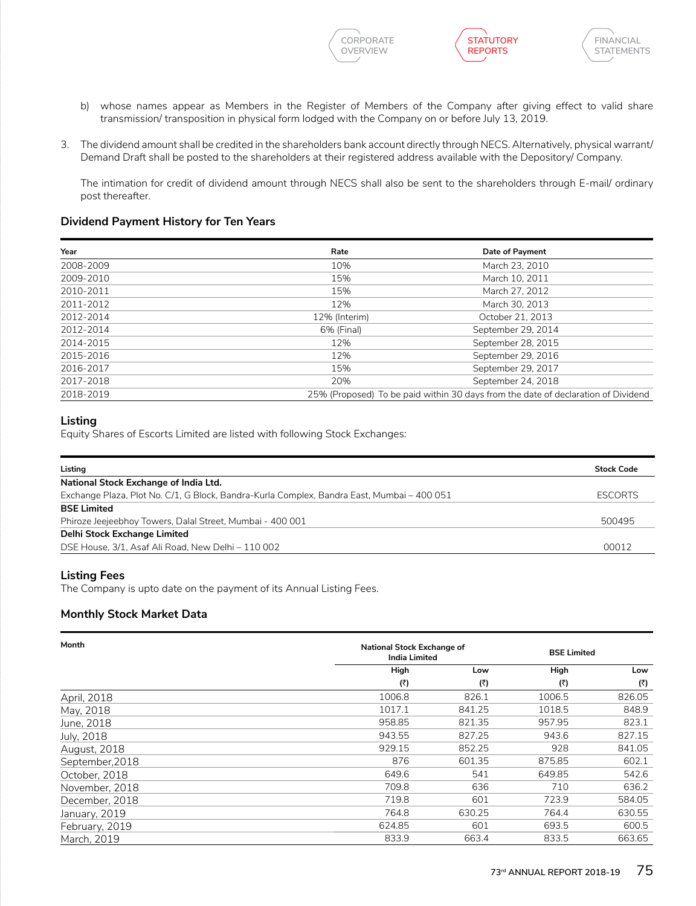b) whose names appear as Members in the Register of Members of the Company after giving effect to valid share transmission/ transposition in physical form lodged with the Company on or before July 13, 2019.

3. The dividend amount shall be credited in the shareholders bank account directly through NECS. Alternatively, physical warrant/ Demand Draft shall be posted to the shareholders at their registered address available with the Depository/ Company.

   The intimation for credit of dividend amount through NECS shall also be sent to the shareholders through E-mail/ ordinary post thereafter.

### Dividend Payment History for Ten Years

| Year | Rate | Date of Payment |
|---|---|---|
| 2008-2009 | 10% | March 23, 2010 |
| 2009-2010 | 15% | March 10, 2011 |
| 2010-2011 | 15% | March 27, 2012 |
| 2011-2012 | 12% | March 30, 2013 |
| 2012-2014 | 12% (Interim) | October 21, 2013 |
| 2012-2014 | 6% (Final) | September 29, 2014 |
| 2014-2015 | 12% | September 28, 2015 |
| 2015-2016 | 12% | September 29, 2016 |
| 2016-2017 | 15% | September 29, 2017 |
| 2017-2018 | 20% | September 24, 2018 |
| 2018-2019 | 25% (Proposed) | To be paid within 30 days from the date of declaration of Dividend |

### Listing

Equity Shares of Escorts Limited are listed with following Stock Exchanges:

| Listing | Stock Code |
|---|---|
| **National Stock Exchange of India Ltd.** | |
| Exchange Plaza, Plot No. C/1, G Block, Bandra-Kurla Complex, Bandra East, Mumbai – 400 051 | ESCORTS |
| **BSE Limited** | |
| Phiroze Jeejeebhoy Towers, Dalal Street, Mumbai - 400 001 | 500495 |
| **Delhi Stock Exchange Limited** | |
| DSE House, 3/1, Asaf Ali Road, New Delhi – 110 002 | 00012 |

### Listing Fees

The Company is upto date on the payment of its Annual Listing Fees.

### Monthly Stock Market Data

| Month | National Stock Exchange of India Limited | | BSE Limited | |
|---|---|---|---|---|
| | High (₹) | Low (₹) | High (₹) | Low (₹) |
| April, 2018 | 1006.8 | 826.1 | 1006.5 | 826.05 |
| May, 2018 | 1017.1 | 841.25 | 1018.5 | 848.9 |
| June, 2018 | 958.85 | 821.35 | 957.95 | 823.1 |
| July, 2018 | 943.55 | 827.25 | 943.6 | 827.15 |
| August, 2018 | 929.15 | 852.25 | 928 | 841.05 |
| September,2018 | 876 | 601.35 | 875.85 | 602.1 |
| October, 2018 | 649.6 | 541 | 649.85 | 542.6 |
| November, 2018 | 709.8 | 636 | 710 | 636.2 |
| December, 2018 | 719.8 | 601 | 723.9 | 584.05 |
| January, 2019 | 764.8 | 630.25 | 764.4 | 630.55 |
| February, 2019 | 624.85 | 601 | 693.5 | 600.5 |
| March, 2019 | 833.9 | 663.4 | 833.5 | 663.65 |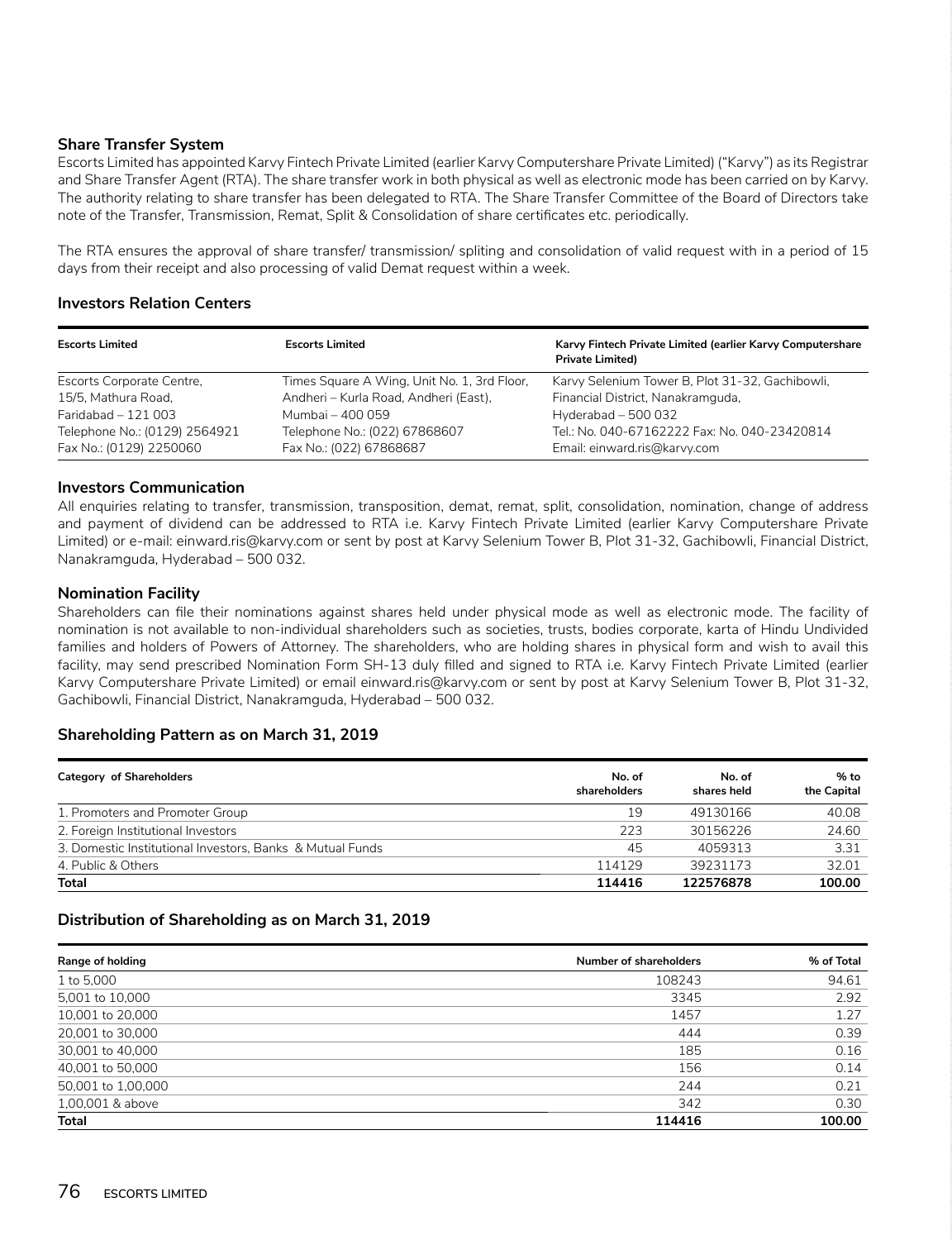### Share Transfer System

Escorts Limited has appointed Karvy Fintech Private Limited (earlier Karvy Computershare Private Limited) ("Karvy") as its Registrar and Share Transfer Agent (RTA). The share transfer work in both physical as well as electronic mode has been carried on by Karvy. The authority relating to share transfer has been delegated to RTA. The Share Transfer Committee of the Board of Directors take note of the Transfer, Transmission, Remat, Split & Consolidation of share certificates etc. periodically.

The RTA ensures the approval of share transfer/ transmission/ spliting and consolidation of valid request with in a period of 15 days from their receipt and also processing of valid Demat request within a week.

### Investors Relation Centers

| Escorts Limited | Escorts Limited | Karvy Fintech Private Limited (earlier Karvy Computershare Private Limited) |
|---|---|---|
| Escorts Corporate Centre,<br>15/5, Mathura Road,<br>Faridabad – 121 003<br>Telephone No.: (0129) 2564921<br>Fax No.: (0129) 2250060 | Times Square A Wing, Unit No. 1, 3rd Floor,<br>Andheri – Kurla Road, Andheri (East),<br>Mumbai – 400 059<br>Telephone No.: (022) 67868607<br>Fax No.: (022) 67868687 | Karvy Selenium Tower B, Plot 31-32, Gachibowli,<br>Financial District, Nanakramguda,<br>Hyderabad – 500 032<br>Tel.: No. 040-67162222 Fax: No. 040-23420814<br>Email: einward.ris@karvy.com |

### Investors Communication

All enquiries relating to transfer, transmission, transposition, demat, remat, split, consolidation, nomination, change of address and payment of dividend can be addressed to RTA i.e. Karvy Fintech Private Limited (earlier Karvy Computershare Private Limited) or e-mail: einward.ris@karvy.com or sent by post at Karvy Selenium Tower B, Plot 31-32, Gachibowli, Financial District, Nanakramguda, Hyderabad – 500 032.

### Nomination Facility

Shareholders can file their nominations against shares held under physical mode as well as electronic mode. The facility of nomination is not available to non-individual shareholders such as societies, trusts, bodies corporate, karta of Hindu Undivided families and holders of Powers of Attorney. The shareholders, who are holding shares in physical form and wish to avail this facility, may send prescribed Nomination Form SH-13 duly filled and signed to RTA i.e. Karvy Fintech Private Limited (earlier Karvy Computershare Private Limited) or email einward.ris@karvy.com or sent by post at Karvy Selenium Tower B, Plot 31-32, Gachibowli, Financial District, Nanakramguda, Hyderabad – 500 032.

### Shareholding Pattern as on March 31, 2019

| Category of Shareholders | No. of shareholders | No. of shares held | % to the Capital |
|---|---|---|---|
| 1. Promoters and Promoter Group | 19 | 49130166 | 40.08 |
| 2. Foreign Institutional Investors | 223 | 30156226 | 24.60 |
| 3. Domestic Institutional Investors, Banks & Mutual Funds | 45 | 4059313 | 3.31 |
| 4. Public & Others | 114129 | 39231173 | 32.01 |
| **Total** | **114416** | **122576878** | **100.00** |

### Distribution of Shareholding as on March 31, 2019

| Range of holding | Number of shareholders | % of Total |
|---|---|---|
| 1 to 5,000 | 108243 | 94.61 |
| 5,001 to 10,000 | 3345 | 2.92 |
| 10,001 to 20,000 | 1457 | 1.27 |
| 20,001 to 30,000 | 444 | 0.39 |
| 30,001 to 40,000 | 185 | 0.16 |
| 40,001 to 50,000 | 156 | 0.14 |
| 50,001 to 1,00,000 | 244 | 0.21 |
| 1,00,001 & above | 342 | 0.30 |
| **Total** | **114416** | **100.00** |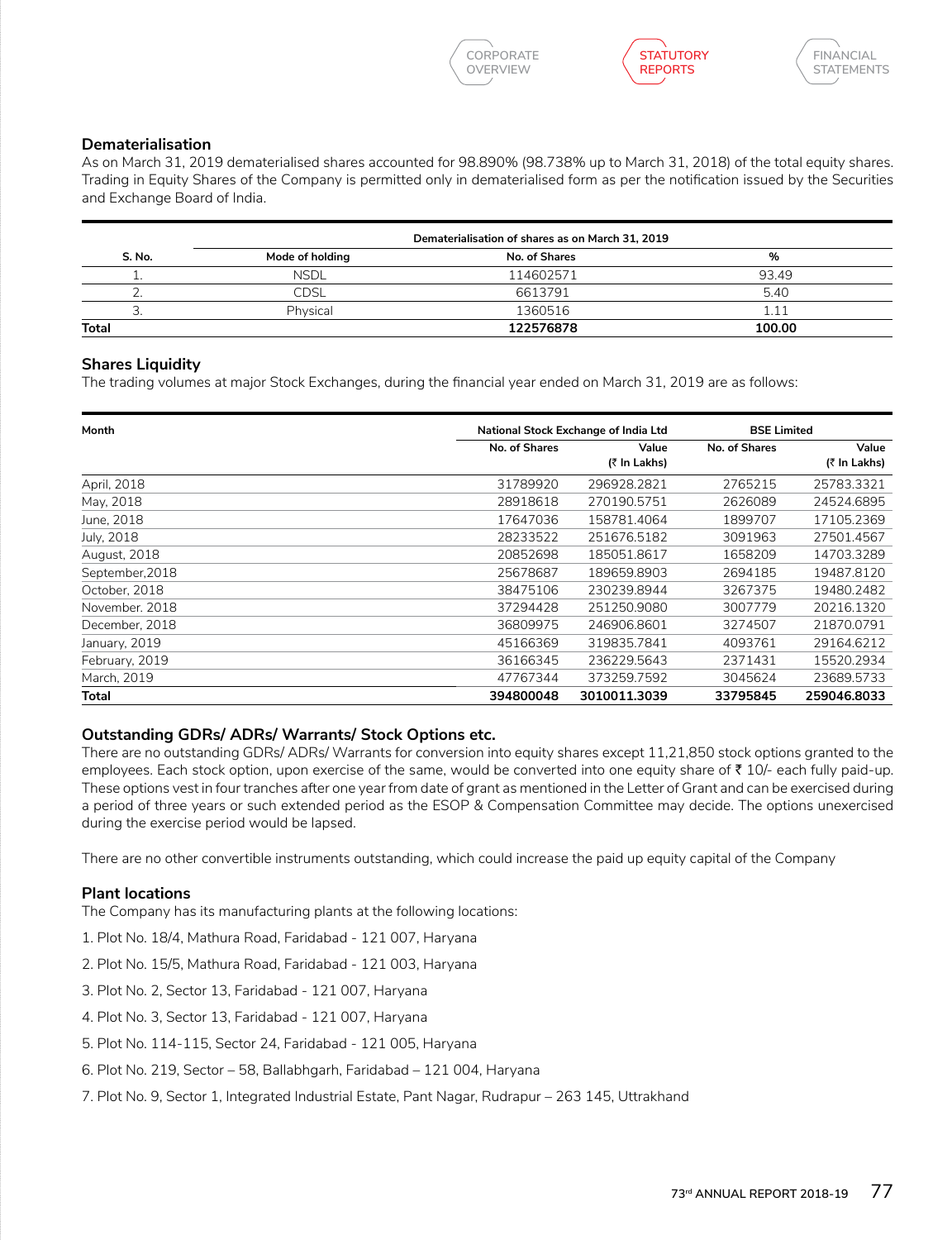### Dematerialisation

As on March 31, 2019 dematerialised shares accounted for 98.890% (98.738% up to March 31, 2018) of the total equity shares. Trading in Equity Shares of the Company is permitted only in dematerialised form as per the notification issued by the Securities and Exchange Board of India.

| S. No. | Dematerialisation of shares as on March 31, 2019 | | |
|---|---|---|---|
| | Mode of holding | No. of Shares | % |
| 1. | NSDL | 114602571 | 93.49 |
| 2. | CDSL | 6613791 | 5.40 |
| 3. | Physical | 1360516 | 1.11 |
| **Total** | | **122576878** | **100.00** |

### Shares Liquidity

The trading volumes at major Stock Exchanges, during the financial year ended on March 31, 2019 are as follows:

| Month | National Stock Exchange of India Ltd | | BSE Limited | |
|---|---|---|---|---|
| | No. of Shares | Value (₹ In Lakhs) | No. of Shares | Value (₹ In Lakhs) |
| April, 2018 | 31789920 | 296928.2821 | 2765215 | 25783.3321 |
| May, 2018 | 28918618 | 270190.5751 | 2626089 | 24524.6895 |
| June, 2018 | 17647036 | 158781.4064 | 1899707 | 17105.2369 |
| July, 2018 | 28233522 | 251676.5182 | 3091963 | 27501.4567 |
| August, 2018 | 20852698 | 185051.8617 | 1658209 | 14703.3289 |
| September,2018 | 25678687 | 189659.8903 | 2694185 | 19487.8120 |
| October, 2018 | 38475106 | 230239.8944 | 3267375 | 19480.2482 |
| November. 2018 | 37294428 | 251250.9080 | 3007779 | 20216.1320 |
| December, 2018 | 36809975 | 246906.8601 | 3274507 | 21870.0791 |
| January, 2019 | 45166369 | 319835.7841 | 4093761 | 29164.6212 |
| February, 2019 | 36166345 | 236229.5643 | 2371431 | 15520.2934 |
| March, 2019 | 47767344 | 373259.7592 | 3045624 | 23689.5733 |
| **Total** | **394800048** | **3010011.3039** | **33795845** | **259046.8033** |

### Outstanding GDRs/ ADRs/ Warrants/ Stock Options etc.

There are no outstanding GDRs/ ADRs/ Warrants for conversion into equity shares except 11,21,850 stock options granted to the employees. Each stock option, upon exercise of the same, would be converted into one equity share of ₹ 10/- each fully paid-up. These options vest in four tranches after one year from date of grant as mentioned in the Letter of Grant and can be exercised during a period of three years or such extended period as the ESOP & Compensation Committee may decide. The options unexercised during the exercise period would be lapsed.

There are no other convertible instruments outstanding, which could increase the paid up equity capital of the Company

### Plant locations

The Company has its manufacturing plants at the following locations:

1. Plot No. 18/4, Mathura Road, Faridabad - 121 007, Haryana
2. Plot No. 15/5, Mathura Road, Faridabad - 121 003, Haryana
3. Plot No. 2, Sector 13, Faridabad - 121 007, Haryana
4. Plot No. 3, Sector 13, Faridabad - 121 007, Haryana
5. Plot No. 114-115, Sector 24, Faridabad - 121 005, Haryana
6. Plot No. 219, Sector – 58, Ballabhgarh, Faridabad – 121 004, Haryana
7. Plot No. 9, Sector 1, Integrated Industrial Estate, Pant Nagar, Rudrapur – 263 145, Uttrakhand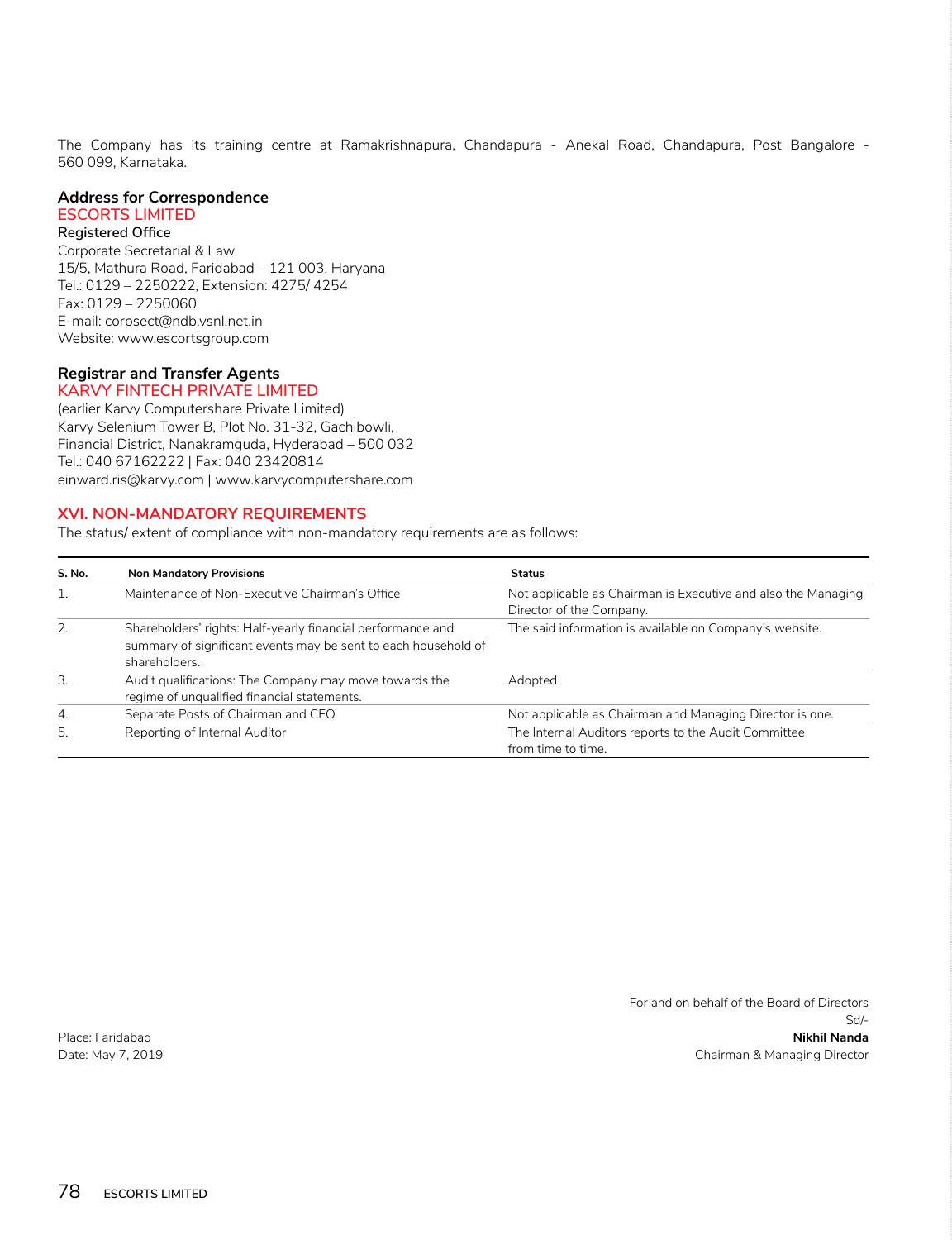The Company has its training centre at Ramakrishnapura, Chandapura - Anekal Road, Chandapura, Post Bangalore - 560 099, Karnataka.

**Address for Correspondence**

**ESCORTS LIMITED**

**Registered Office**

Corporate Secretarial & Law
15/5, Mathura Road, Faridabad – 121 003, Haryana
Tel.: 0129 – 2250222, Extension: 4275/ 4254
Fax: 0129 – 2250060
E-mail: corpsect@ndb.vsnl.net.in
Website: www.escortsgroup.com

**Registrar and Transfer Agents**

**KARVY FINTECH PRIVATE LIMITED**

(earlier Karvy Computershare Private Limited)
Karvy Selenium Tower B, Plot No. 31-32, Gachibowli,
Financial District, Nanakramguda, Hyderabad – 500 032
Tel.: 040 67162222 | Fax: 040 23420814
einward.ris@karvy.com | www.karvycomputershare.com

## XVI. NON-MANDATORY REQUIREMENTS

The status/ extent of compliance with non-mandatory requirements are as follows:

| S. No. | Non Mandatory Provisions | Status |
|---|---|---|
| 1. | Maintenance of Non-Executive Chairman's Office | Not applicable as Chairman is Executive and also the Managing Director of the Company. |
| 2. | Shareholders' rights: Half-yearly financial performance and summary of significant events may be sent to each household of shareholders. | The said information is available on Company's website. |
| 3. | Audit qualifications: The Company may move towards the regime of unqualified financial statements. | Adopted |
| 4. | Separate Posts of Chairman and CEO | Not applicable as Chairman and Managing Director is one. |
| 5. | Reporting of Internal Auditor | The Internal Auditors reports to the Audit Committee from time to time. |

For and on behalf of the Board of Directors

Sd/-

**Nikhil Nanda**

Chairman & Managing Director

Place: Faridabad
Date: May 7, 2019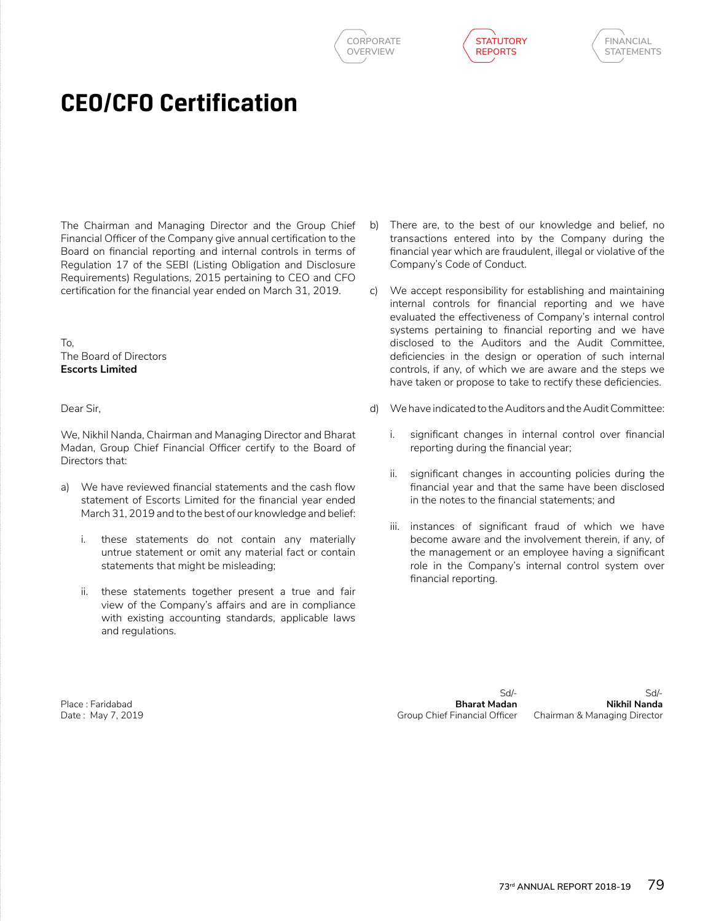# CEO/CFO Certification

The Chairman and Managing Director and the Group Chief Financial Officer of the Company give annual certification to the Board on financial reporting and internal controls in terms of Regulation 17 of the SEBI (Listing Obligation and Disclosure Requirements) Regulations, 2015 pertaining to CEO and CFO certification for the financial year ended on March 31, 2019.

To,
The Board of Directors
**Escorts Limited**

Dear Sir,

We, Nikhil Nanda, Chairman and Managing Director and Bharat Madan, Group Chief Financial Officer certify to the Board of Directors that:

a) We have reviewed financial statements and the cash flow statement of Escorts Limited for the financial year ended March 31, 2019 and to the best of our knowledge and belief:

   i. these statements do not contain any materially untrue statement or omit any material fact or contain statements that might be misleading;

   ii. these statements together present a true and fair view of the Company's affairs and are in compliance with existing accounting standards, applicable laws and regulations.

b) There are, to the best of our knowledge and belief, no transactions entered into by the Company during the financial year which are fraudulent, illegal or violative of the Company's Code of Conduct.

c) We accept responsibility for establishing and maintaining internal controls for financial reporting and we have evaluated the effectiveness of Company's internal control systems pertaining to financial reporting and we have disclosed to the Auditors and the Audit Committee, deficiencies in the design or operation of such internal controls, if any, of which we are aware and the steps we have taken or propose to take to rectify these deficiencies.

d) We have indicated to the Auditors and the Audit Committee:

   i. significant changes in internal control over financial reporting during the financial year;

   ii. significant changes in accounting policies during the financial year and that the same have been disclosed in the notes to the financial statements; and

   iii. instances of significant fraud of which we have become aware and the involvement therein, if any, of the management or an employee having a significant role in the Company's internal control system over financial reporting.

Place : Faridabad
Date : May 7, 2019

Sd/-
**Bharat Madan**
Group Chief Financial Officer

Sd/-
**Nikhil Nanda**
Chairman & Managing Director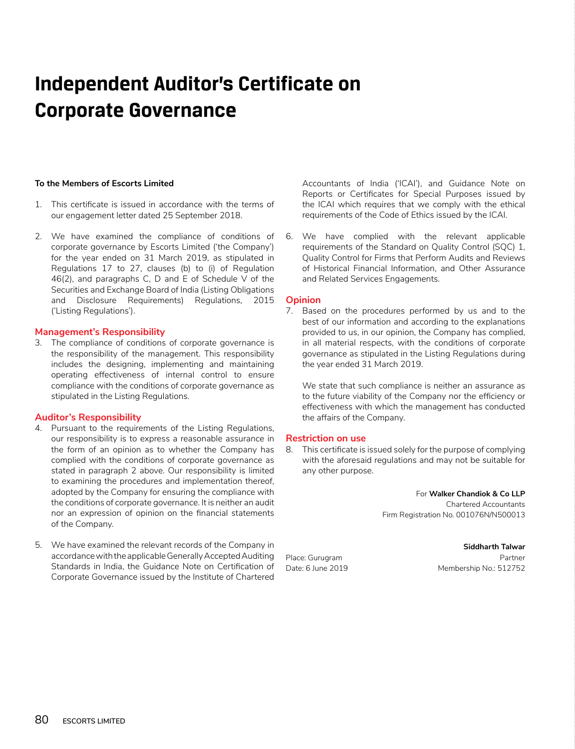# Independent Auditor's Certificate on Corporate Governance

**To the Members of Escorts Limited**

1. This certificate is issued in accordance with the terms of our engagement letter dated 25 September 2018.

2. We have examined the compliance of conditions of corporate governance by Escorts Limited ('the Company') for the year ended on 31 March 2019, as stipulated in Regulations 17 to 27, clauses (b) to (i) of Regulation 46(2), and paragraphs C, D and E of Schedule V of the Securities and Exchange Board of India (Listing Obligations and Disclosure Requirements) Regulations, 2015 ('Listing Regulations').

## Management's Responsibility

3. The compliance of conditions of corporate governance is the responsibility of the management. This responsibility includes the designing, implementing and maintaining operating effectiveness of internal control to ensure compliance with the conditions of corporate governance as stipulated in the Listing Regulations.

## Auditor's Responsibility

4. Pursuant to the requirements of the Listing Regulations, our responsibility is to express a reasonable assurance in the form of an opinion as to whether the Company has complied with the conditions of corporate governance as stated in paragraph 2 above. Our responsibility is limited to examining the procedures and implementation thereof, adopted by the Company for ensuring the compliance with the conditions of corporate governance. It is neither an audit nor an expression of opinion on the financial statements of the Company.

5. We have examined the relevant records of the Company in accordance with the applicable Generally Accepted Auditing Standards in India, the Guidance Note on Certification of Corporate Governance issued by the Institute of Chartered Accountants of India ('ICAI'), and Guidance Note on Reports or Certificates for Special Purposes issued by the ICAI which requires that we comply with the ethical requirements of the Code of Ethics issued by the ICAI.

6. We have complied with the relevant applicable requirements of the Standard on Quality Control (SQC) 1, Quality Control for Firms that Perform Audits and Reviews of Historical Financial Information, and Other Assurance and Related Services Engagements.

## Opinion

7. Based on the procedures performed by us and to the best of our information and according to the explanations provided to us, in our opinion, the Company has complied, in all material respects, with the conditions of corporate governance as stipulated in the Listing Regulations during the year ended 31 March 2019.

   We state that such compliance is neither an assurance as to the future viability of the Company nor the efficiency or effectiveness with which the management has conducted the affairs of the Company.

## Restriction on use

8. This certificate is issued solely for the purpose of complying with the aforesaid regulations and may not be suitable for any other purpose.

For **Walker Chandiok & Co LLP**
Chartered Accountants
Firm Registration No. 001076N/N500013

**Siddharth Talwar**
Partner
Membership No.: 512752

Place: Gurugram
Date: 6 June 2019